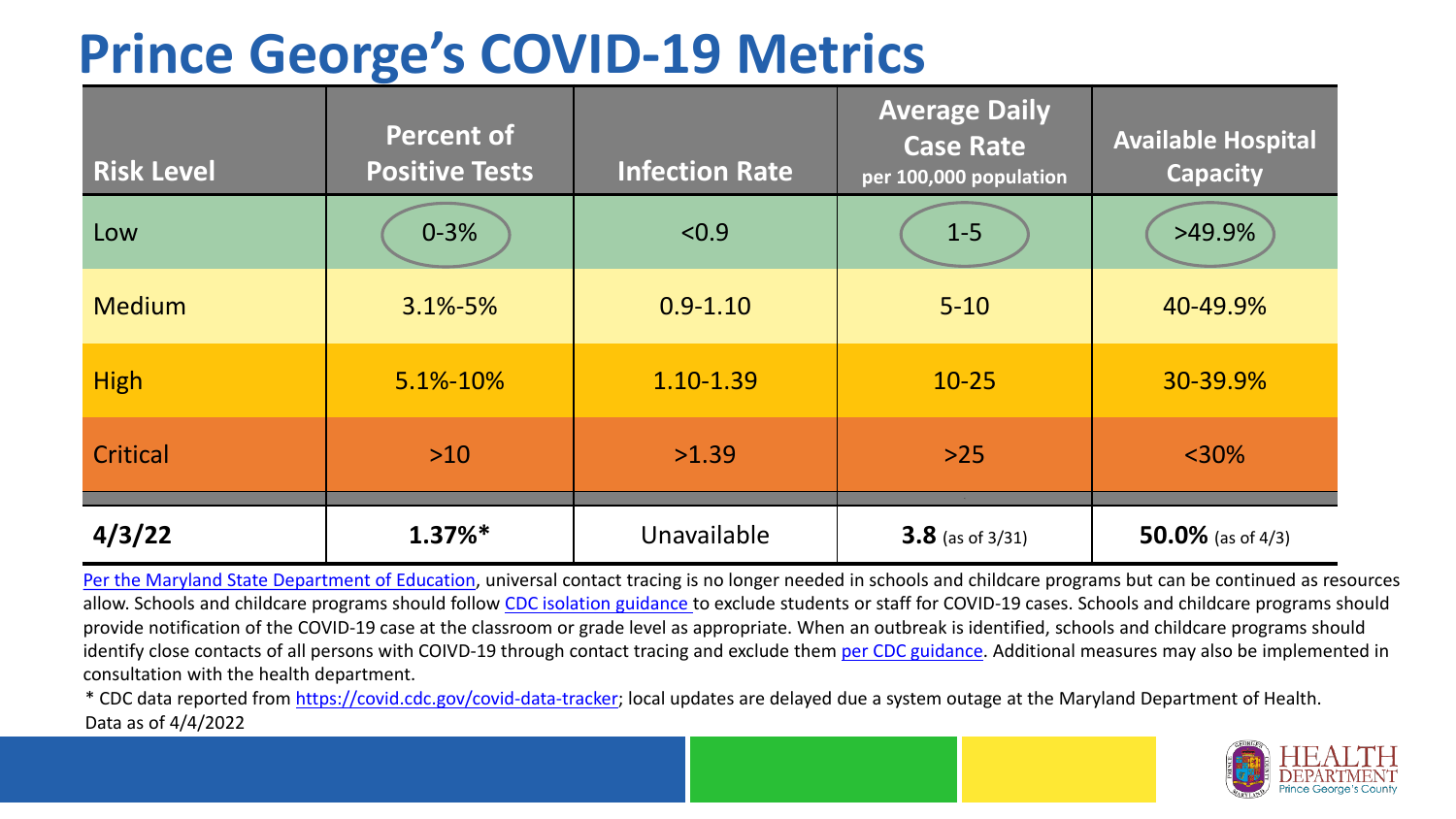# Prince George's COVID-19 Metrics

| Risk Level | Percent of Positive Tests | Infection Rate | Average Daily Case Rate per 100,000 population | Available Hospital Capacity |
|---|---|---|---|---|
| Low | 0-3% | <0.9 | 1-5 | >49.9% |
| Medium | 3.1%-5% | 0.9-1.10 | 5-10 | 40-49.9% |
| High | 5.1%-10% | 1.10-1.39 | 10-25 | 30-39.9% |
| Critical | >10 | >1.39 | >25 | <30% |
| **4/3/22** | **1.37%*** | Unavailable | **3.8** (as of 3/31) | **50.0%** (as of 4/3) |

Per the Maryland State Department of Education, universal contact tracing is no longer needed in schools and childcare programs but can be continued as resources allow. Schools and childcare programs should follow CDC isolation guidance to exclude students or staff for COVID-19 cases. Schools and childcare programs should provide notification of the COVID-19 case at the classroom or grade level as appropriate. When an outbreak is identified, schools and childcare programs should identify close contacts of all persons with COIVD-19 through contact tracing and exclude them per CDC guidance. Additional measures may also be implemented in consultation with the health department.

* CDC data reported from https://covid.cdc.gov/covid-data-tracker; local updates are delayed due a system outage at the Maryland Department of Health.

Data as of 4/4/2022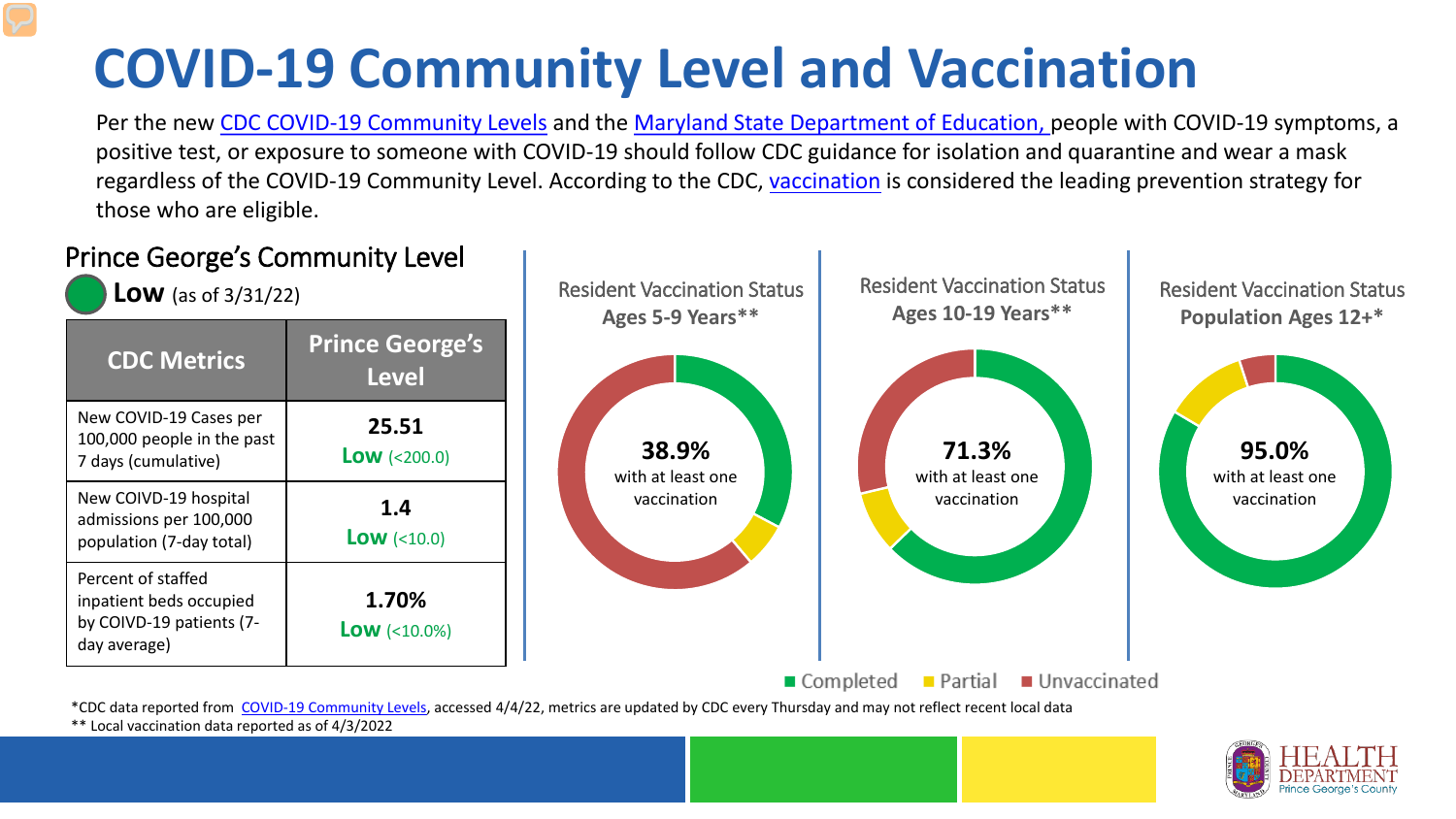# COVID-19 Community Level and Vaccination

Per the new CDC COVID-19 Community Levels and the Maryland State Department of Education, people with COVID-19 symptoms, a positive test, or exposure to someone with COVID-19 should follow CDC guidance for isolation and quarantine and wear a mask regardless of the COVID-19 Community Level. According to the CDC, vaccination is considered the leading prevention strategy for those who are eligible.

## Prince George's Community Level

**Low** (as of 3/31/22)

| CDC Metrics | Prince George's Level |
|---|---|
| New COVID-19 Cases per 100,000 people in the past 7 days (cumulative) | **25.51** **Low** (<200.0) |
| New COIVD-19 hospital admissions per 100,000 population (7-day total) | **1.4** **Low** (<10.0) |
| Percent of staffed inpatient beds occupied by COIVD-19 patients (7-day average) | **1.70%** **Low** (<10.0%) |

**Resident Vaccination Status Ages 5-9 Years****

**38.9%** with at least one vaccination

**Resident Vaccination Status Ages 10-19 Years****

**71.3%** with at least one vaccination

**Resident Vaccination Status Population Ages 12+***

**95.0%** with at least one vaccination

Completed | Partial | Unvaccinated

*CDC data reported from COVID-19 Community Levels, accessed 4/4/22, metrics are updated by CDC every Thursday and may not reflect recent local data

** Local vaccination data reported as of 4/3/2022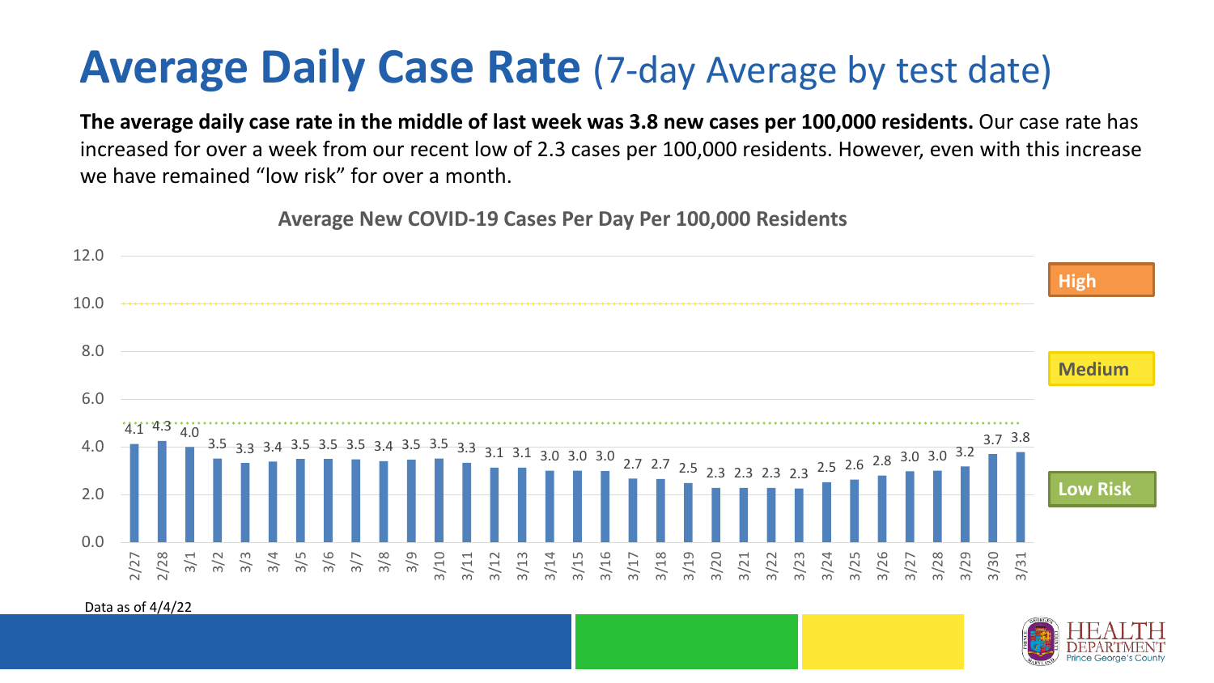# Average Daily Case Rate (7-day Average by test date)

**The average daily case rate in the middle of last week was 3.8 new cases per 100,000 residents.** Our case rate has increased for over a week from our recent low of 2.3 cases per 100,000 residents. However, even with this increase we have remained "low risk" for over a month.

**Average New COVID-19 Cases Per Day Per 100,000 Residents**

| Date | Cases per 100,000 |
|---|---|
| 2/27 | 4.1 |
| 2/28 | 4.3 |
| 3/1 | 4.0 |
| 3/2 | 3.5 |
| 3/3 | 3.3 |
| 3/4 | 3.4 |
| 3/5 | 3.5 |
| 3/6 | 3.5 |
| 3/7 | 3.5 |
| 3/8 | 3.4 |
| 3/9 | 3.5 |
| 3/10 | 3.5 |
| 3/11 | 3.3 |
| 3/12 | 3.1 |
| 3/13 | 3.1 |
| 3/14 | 3.0 |
| 3/15 | 3.0 |
| 3/16 | 3.0 |
| 3/17 | 2.7 |
| 3/18 | 2.7 |
| 3/19 | 2.5 |
| 3/20 | 2.3 |
| 3/21 | 2.3 |
| 3/22 | 2.3 |
| 3/23 | 2.3 |
| 3/24 | 2.5 |
| 3/25 | 2.6 |
| 3/26 | 2.8 |
| 3/27 | 3.0 |
| 3/28 | 3.0 |
| 3/29 | 3.2 |
| 3/30 | 3.7 |
| 3/31 | 3.8 |

Risk levels: High, Medium, Low Risk

Data as of 4/4/22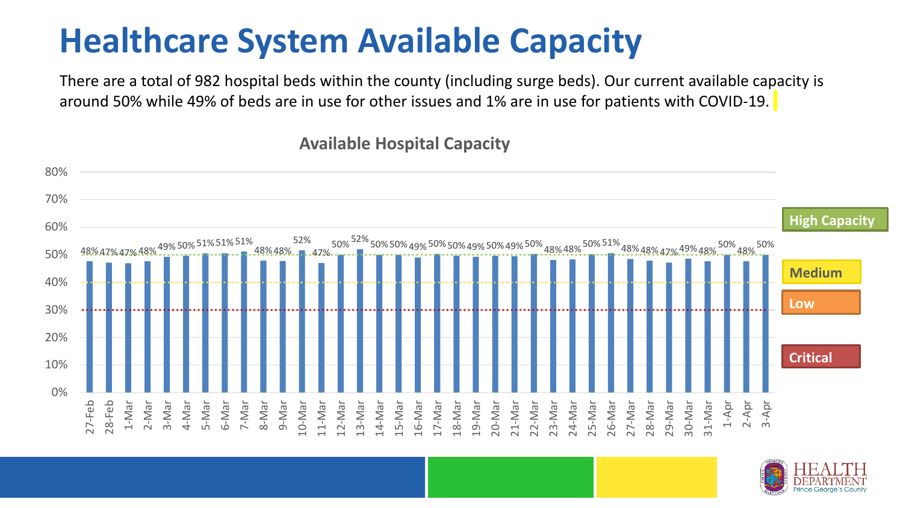# Healthcare System Available Capacity

There are a total of 982 hospital beds within the county (including surge beds). Our current available capacity is around 50% while 49% of beds are in use for other issues and 1% are in use for patients with COVID-19.

**Available Hospital Capacity**

80%
70%
60%
50%
40%
30%
20%
10%
0%

48% 47% 47% 48% 49% 50% 51% 51% 51% 48% 48% 52% 47% 50% 52% 50% 50% 49% 50% 50% 49% 50% 49% 50% 48% 48% 50% 51% 48% 48% 47% 49% 48% 50% 48% 50%

27-Feb 28-Feb 1-Mar 2-Mar 3-Mar 4-Mar 5-Mar 6-Mar 7-Mar 8-Mar 9-Mar 10-Mar 11-Mar 12-Mar 13-Mar 14-Mar 15-Mar 16-Mar 17-Mar 18-Mar 19-Mar 20-Mar 21-Mar 22-Mar 23-Mar 24-Mar 25-Mar 26-Mar 27-Mar 28-Mar 29-Mar 30-Mar 31-Mar 1-Apr 2-Apr 3-Apr

High Capacity

Medium

Low

Critical